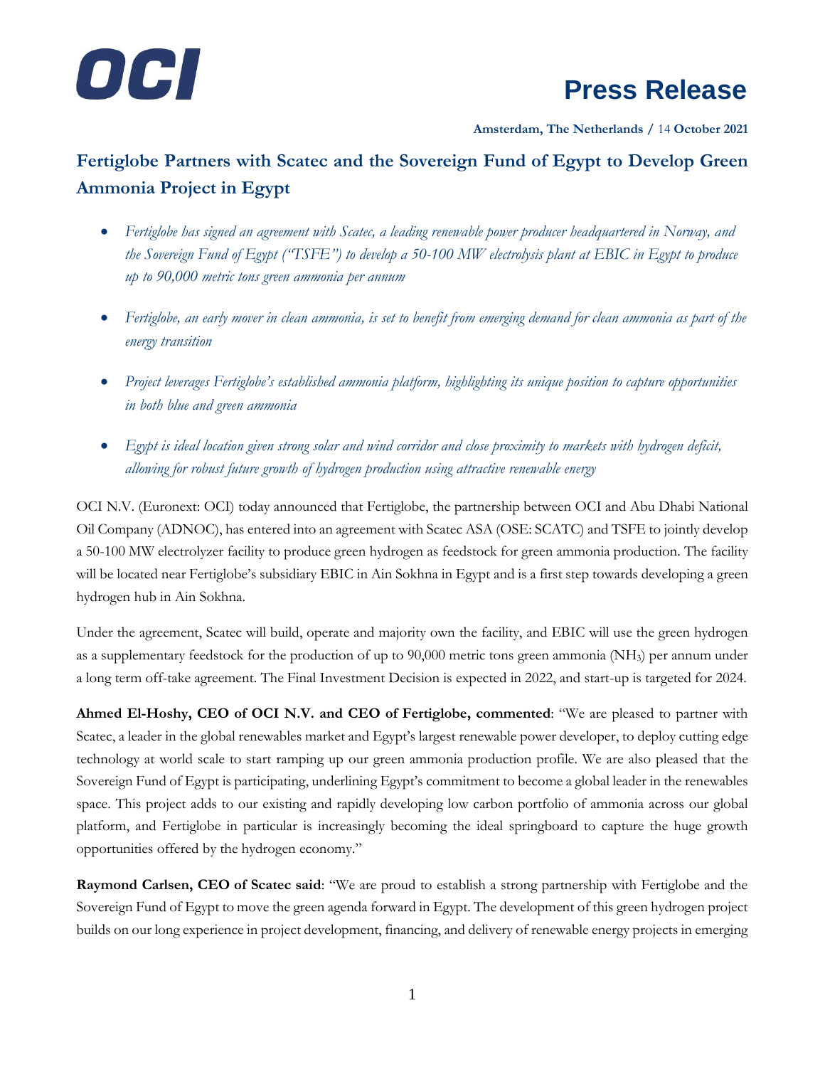OCI

# Press Release

**Amsterdam, The Netherlands /** 14 **October 2021**

## Fertiglobe Partners with Scatec and the Sovereign Fund of Egypt to Develop Green Ammonia Project in Egypt

- *Fertiglobe has signed an agreement with Scatec, a leading renewable power producer headquartered in Norway, and the Sovereign Fund of Egypt ("TSFE") to develop a 50-100 MW electrolysis plant at EBIC in Egypt to produce up to 90,000 metric tons green ammonia per annum*
- *Fertiglobe, an early mover in clean ammonia, is set to benefit from emerging demand for clean ammonia as part of the energy transition*
- *Project leverages Fertiglobe's established ammonia platform, highlighting its unique position to capture opportunities in both blue and green ammonia*
- *Egypt is ideal location given strong solar and wind corridor and close proximity to markets with hydrogen deficit, allowing for robust future growth of hydrogen production using attractive renewable energy*

OCI N.V. (Euronext: OCI) today announced that Fertiglobe, the partnership between OCI and Abu Dhabi National Oil Company (ADNOC), has entered into an agreement with Scatec ASA (OSE: SCATC) and TSFE to jointly develop a 50-100 MW electrolyzer facility to produce green hydrogen as feedstock for green ammonia production. The facility will be located near Fertiglobe's subsidiary EBIC in Ain Sokhna in Egypt and is a first step towards developing a green hydrogen hub in Ain Sokhna.

Under the agreement, Scatec will build, operate and majority own the facility, and EBIC will use the green hydrogen as a supplementary feedstock for the production of up to 90,000 metric tons green ammonia ($NH_3$) per annum under a long term off-take agreement. The Final Investment Decision is expected in 2022, and start-up is targeted for 2024.

**Ahmed El-Hoshy, CEO of OCI N.V. and CEO of Fertiglobe, commented**: "We are pleased to partner with Scatec, a leader in the global renewables market and Egypt's largest renewable power developer, to deploy cutting edge technology at world scale to start ramping up our green ammonia production profile. We are also pleased that the Sovereign Fund of Egypt is participating, underlining Egypt's commitment to become a global leader in the renewables space. This project adds to our existing and rapidly developing low carbon portfolio of ammonia across our global platform, and Fertiglobe in particular is increasingly becoming the ideal springboard to capture the huge growth opportunities offered by the hydrogen economy."

**Raymond Carlsen, CEO of Scatec said**: "We are proud to establish a strong partnership with Fertiglobe and the Sovereign Fund of Egypt to move the green agenda forward in Egypt. The development of this green hydrogen project builds on our long experience in project development, financing, and delivery of renewable energy projects in emerging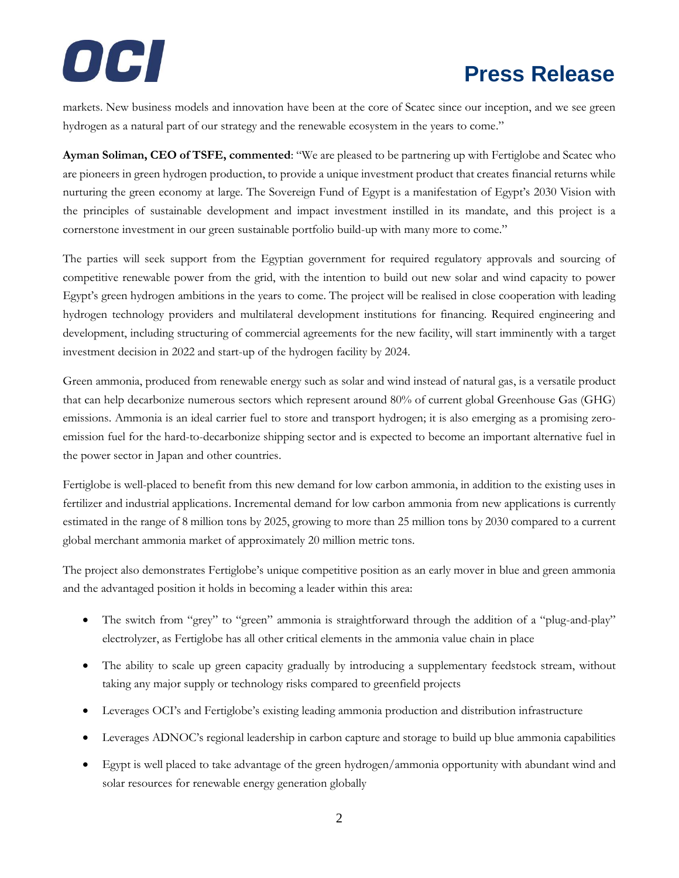markets. New business models and innovation have been at the core of Scatec since our inception, and we see green hydrogen as a natural part of our strategy and the renewable ecosystem in the years to come."

**Ayman Soliman, CEO of TSFE, commented**: "We are pleased to be partnering up with Fertiglobe and Scatec who are pioneers in green hydrogen production, to provide a unique investment product that creates financial returns while nurturing the green economy at large. The Sovereign Fund of Egypt is a manifestation of Egypt's 2030 Vision with the principles of sustainable development and impact investment instilled in its mandate, and this project is a cornerstone investment in our green sustainable portfolio build-up with many more to come."

The parties will seek support from the Egyptian government for required regulatory approvals and sourcing of competitive renewable power from the grid, with the intention to build out new solar and wind capacity to power Egypt's green hydrogen ambitions in the years to come. The project will be realised in close cooperation with leading hydrogen technology providers and multilateral development institutions for financing. Required engineering and development, including structuring of commercial agreements for the new facility, will start imminently with a target investment decision in 2022 and start-up of the hydrogen facility by 2024.

Green ammonia, produced from renewable energy such as solar and wind instead of natural gas, is a versatile product that can help decarbonize numerous sectors which represent around 80% of current global Greenhouse Gas (GHG) emissions. Ammonia is an ideal carrier fuel to store and transport hydrogen; it is also emerging as a promising zero-emission fuel for the hard-to-decarbonize shipping sector and is expected to become an important alternative fuel in the power sector in Japan and other countries.

Fertiglobe is well-placed to benefit from this new demand for low carbon ammonia, in addition to the existing uses in fertilizer and industrial applications. Incremental demand for low carbon ammonia from new applications is currently estimated in the range of 8 million tons by 2025, growing to more than 25 million tons by 2030 compared to a current global merchant ammonia market of approximately 20 million metric tons.

The project also demonstrates Fertiglobe's unique competitive position as an early mover in blue and green ammonia and the advantaged position it holds in becoming a leader within this area:

- The switch from "grey" to "green" ammonia is straightforward through the addition of a "plug-and-play" electrolyzer, as Fertiglobe has all other critical elements in the ammonia value chain in place
- The ability to scale up green capacity gradually by introducing a supplementary feedstock stream, without taking any major supply or technology risks compared to greenfield projects
- Leverages OCI's and Fertiglobe's existing leading ammonia production and distribution infrastructure
- Leverages ADNOC's regional leadership in carbon capture and storage to build up blue ammonia capabilities
- Egypt is well placed to take advantage of the green hydrogen/ammonia opportunity with abundant wind and solar resources for renewable energy generation globally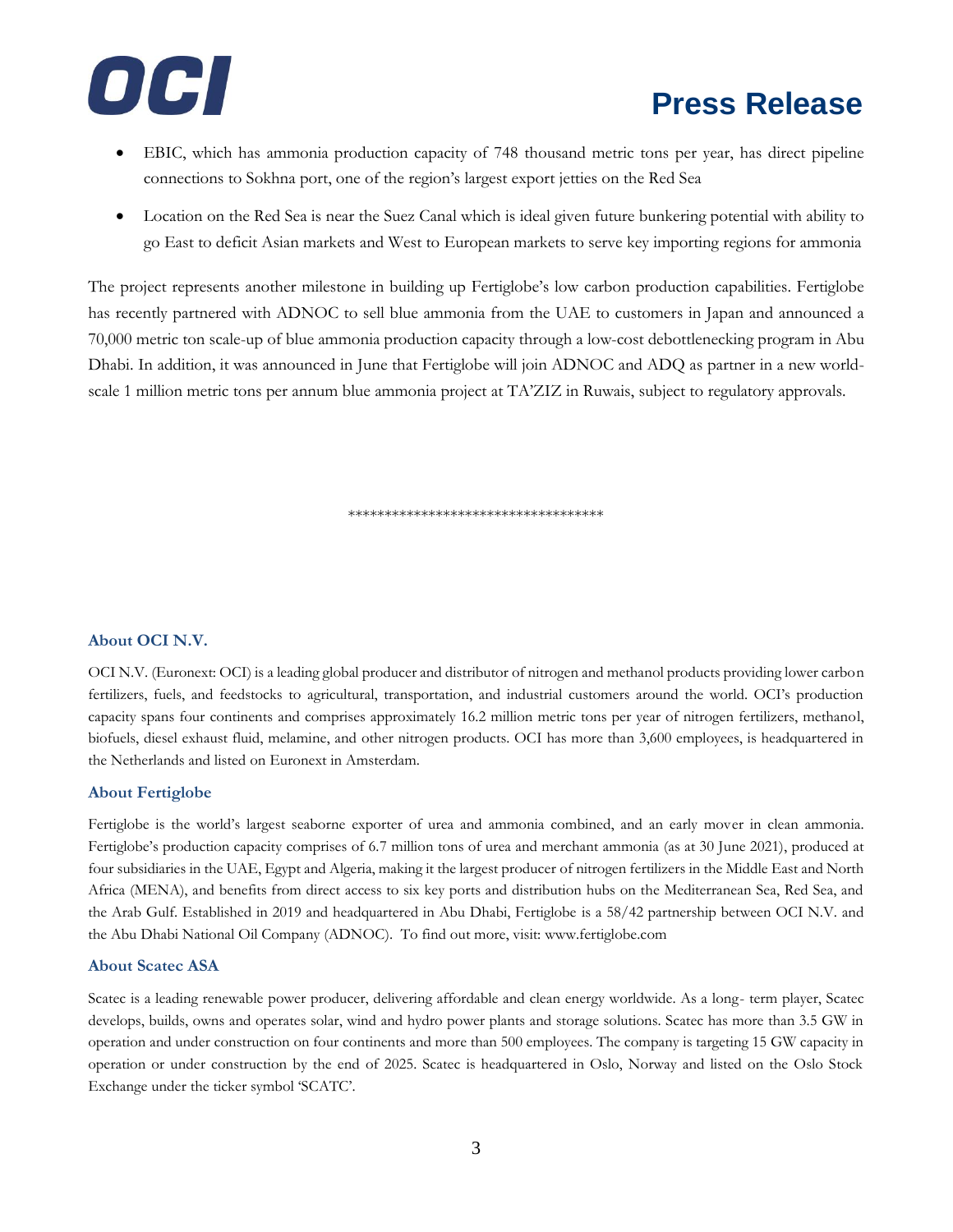- EBIC, which has ammonia production capacity of 748 thousand metric tons per year, has direct pipeline connections to Sokhna port, one of the region's largest export jetties on the Red Sea
- Location on the Red Sea is near the Suez Canal which is ideal given future bunkering potential with ability to go East to deficit Asian markets and West to European markets to serve key importing regions for ammonia

The project represents another milestone in building up Fertiglobe's low carbon production capabilities. Fertiglobe has recently partnered with ADNOC to sell blue ammonia from the UAE to customers in Japan and announced a 70,000 metric ton scale-up of blue ammonia production capacity through a low-cost debottlenecking program in Abu Dhabi. In addition, it was announced in June that Fertiglobe will join ADNOC and ADQ as partner in a new world-scale 1 million metric tons per annum blue ammonia project at TA'ZIZ in Ruwais, subject to regulatory approvals.

***********************************

### About OCI N.V.

OCI N.V. (Euronext: OCI) is a leading global producer and distributor of nitrogen and methanol products providing lower carbon fertilizers, fuels, and feedstocks to agricultural, transportation, and industrial customers around the world. OCI's production capacity spans four continents and comprises approximately 16.2 million metric tons per year of nitrogen fertilizers, methanol, biofuels, diesel exhaust fluid, melamine, and other nitrogen products. OCI has more than 3,600 employees, is headquartered in the Netherlands and listed on Euronext in Amsterdam.

### About Fertiglobe

Fertiglobe is the world's largest seaborne exporter of urea and ammonia combined, and an early mover in clean ammonia. Fertiglobe's production capacity comprises of 6.7 million tons of urea and merchant ammonia (as at 30 June 2021), produced at four subsidiaries in the UAE, Egypt and Algeria, making it the largest producer of nitrogen fertilizers in the Middle East and North Africa (MENA), and benefits from direct access to six key ports and distribution hubs on the Mediterranean Sea, Red Sea, and the Arab Gulf. Established in 2019 and headquartered in Abu Dhabi, Fertiglobe is a 58/42 partnership between OCI N.V. and the Abu Dhabi National Oil Company (ADNOC). To find out more, visit: www.fertiglobe.com

### About Scatec ASA

Scatec is a leading renewable power producer, delivering affordable and clean energy worldwide. As a long- term player, Scatec develops, builds, owns and operates solar, wind and hydro power plants and storage solutions. Scatec has more than 3.5 GW in operation and under construction on four continents and more than 500 employees. The company is targeting 15 GW capacity in operation or under construction by the end of 2025. Scatec is headquartered in Oslo, Norway and listed on the Oslo Stock Exchange under the ticker symbol 'SCATC'.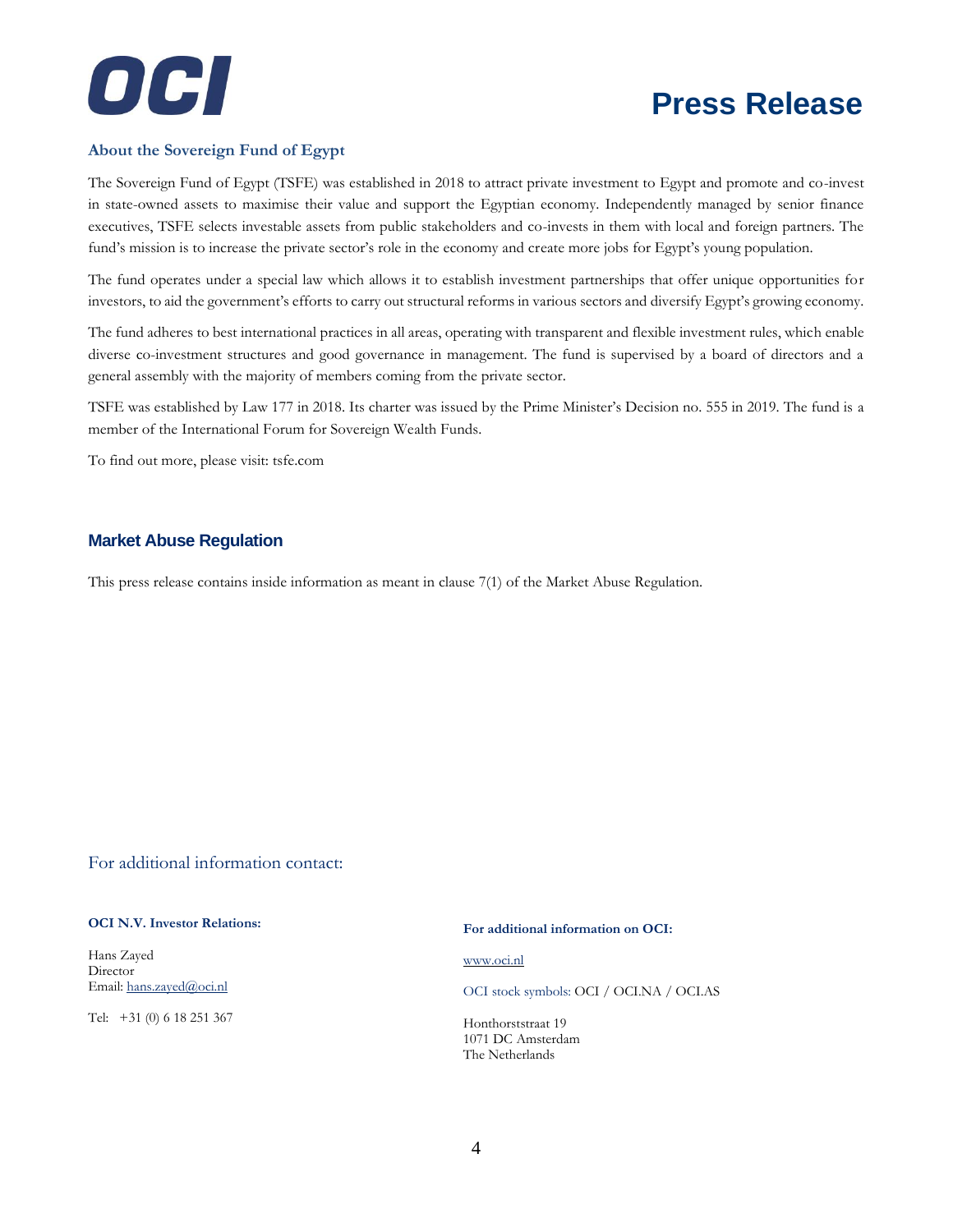### About the Sovereign Fund of Egypt

The Sovereign Fund of Egypt (TSFE) was established in 2018 to attract private investment to Egypt and promote and co-invest in state-owned assets to maximise their value and support the Egyptian economy. Independently managed by senior finance executives, TSFE selects investable assets from public stakeholders and co-invests in them with local and foreign partners. The fund's mission is to increase the private sector's role in the economy and create more jobs for Egypt's young population.

The fund operates under a special law which allows it to establish investment partnerships that offer unique opportunities for investors, to aid the government's efforts to carry out structural reforms in various sectors and diversify Egypt's growing economy.

The fund adheres to best international practices in all areas, operating with transparent and flexible investment rules, which enable diverse co-investment structures and good governance in management. The fund is supervised by a board of directors and a general assembly with the majority of members coming from the private sector.

TSFE was established by Law 177 in 2018. Its charter was issued by the Prime Minister's Decision no. 555 in 2019. The fund is a member of the International Forum for Sovereign Wealth Funds.

To find out more, please visit: tsfe.com

## Market Abuse Regulation

This press release contains inside information as meant in clause 7(1) of the Market Abuse Regulation.

## For additional information contact:

**OCI N.V. Investor Relations:**

Hans Zayed
Director
Email: hans.zayed@oci.nl

Tel: +31 (0) 6 18 251 367

**For additional information on OCI:**

www.oci.nl

OCI stock symbols: OCI / OCI.NA / OCI.AS

Honthorststraat 19
1071 DC Amsterdam
The Netherlands